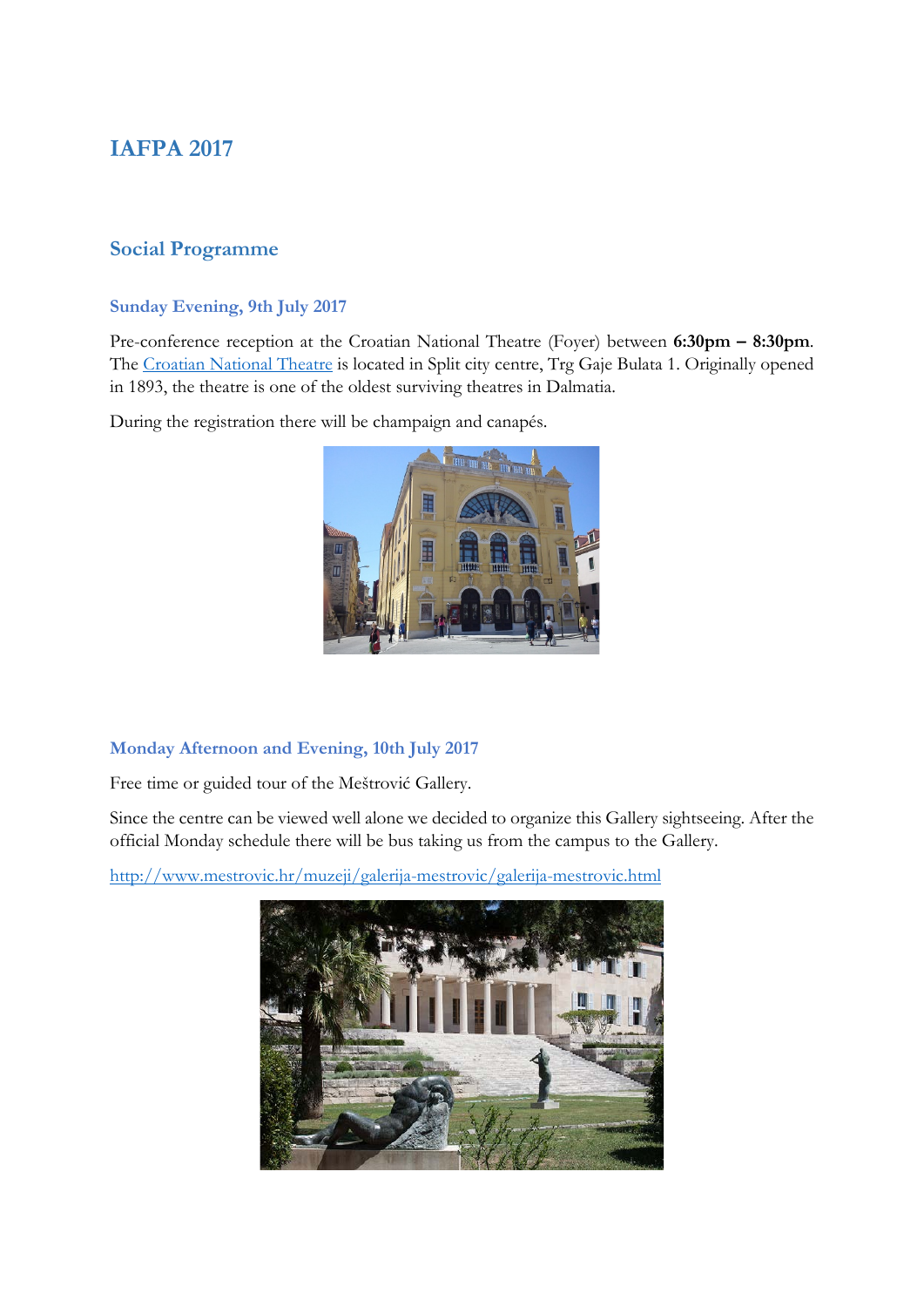# IAFPA 2017

## Social Programme

### Sunday Evening, 9th July 2017

Pre-conference reception at the Croatian National Theatre (Foyer) between **6:30pm – 8:30pm**. The Croatian National Theatre is located in Split city centre, Trg Gaje Bulata 1. Originally opened in 1893, the theatre is one of the oldest surviving theatres in Dalmatia.

During the registration there will be champaign and canapés.

### Monday Afternoon and Evening, 10th July 2017

Free time or guided tour of the Meštrović Gallery.

Since the centre can be viewed well alone we decided to organize this Gallery sightseeing. After the official Monday schedule there will be bus taking us from the campus to the Gallery.

http://www.mestrovic.hr/muzeji/galerija-mestrovic/galerija-mestrovic.html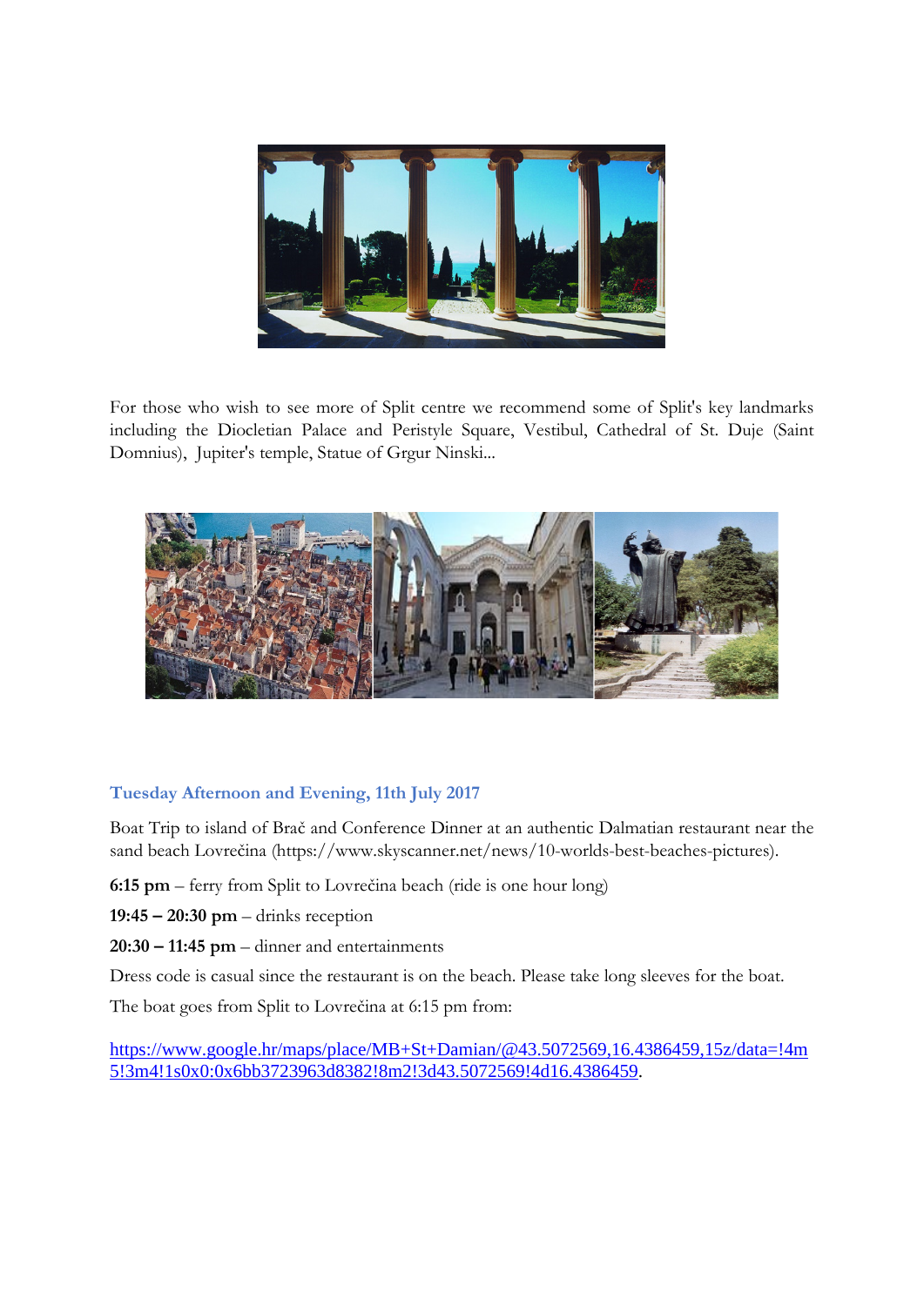For those who wish to see more of Split centre we recommend some of Split's key landmarks including the Diocletian Palace and Peristyle Square, Vestibul, Cathedral of St. Duje (Saint Domnius), Jupiter's temple, Statue of Grgur Ninski...

### Tuesday Afternoon and Evening, 11th July 2017

Boat Trip to island of Brač and Conference Dinner at an authentic Dalmatian restaurant near the sand beach Lovrečina (https://www.skyscanner.net/news/10-worlds-best-beaches-pictures).

**6:15 pm** – ferry from Split to Lovrečina beach (ride is one hour long)

**19:45 – 20:30 pm** – drinks reception

**20:30 – 11:45 pm** – dinner and entertainments

Dress code is casual since the restaurant is on the beach. Please take long sleeves for the boat.

The boat goes from Split to Lovrečina at 6:15 pm from:

https://www.google.hr/maps/place/MB+St+Damian/@43.5072569,16.4386459,15z/data=!4m5!3m4!1s0x0:0x6bb3723963d8382!8m2!3d43.5072569!4d16.4386459.